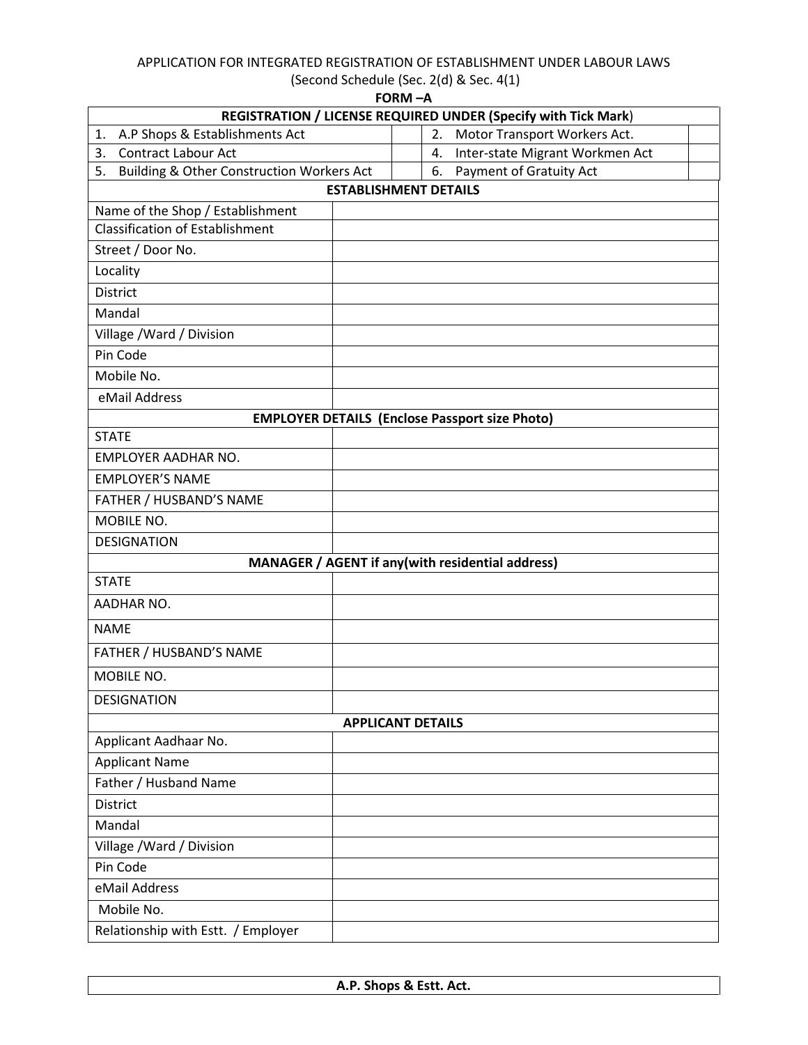APPLICATION FOR INTEGRATED REGISTRATION OF ESTABLISHMENT UNDER LABOUR LAWS

(Second Schedule (Sec. 2(d) & Sec. 4(1)

**FORM –A**

| **REGISTRATION / LICENSE REQUIRED UNDER (Specify with Tick Mark)** | | | |
|---|---|---|---|
| 1. A.P Shops & Establishments Act | | 2. Motor Transport Workers Act. | |
| 3. Contract Labour Act | | 4. Inter-state Migrant Workmen Act | |
| 5. Building & Other Construction Workers Act | | 6. Payment of Gratuity Act | |

| **ESTABLISHMENT DETAILS** | |
|---|---|
| Name of the Shop / Establishment | |
| Classification of Establishment | |
| Street / Door No. | |
| Locality | |
| District | |
| Mandal | |
| Village /Ward / Division | |
| Pin Code | |
| Mobile No. | |
| eMail Address | |
| **EMPLOYER DETAILS (Enclose Passport size Photo)** | |
| STATE | |
| EMPLOYER AADHAR NO. | |
| EMPLOYER'S NAME | |
| FATHER / HUSBAND'S NAME | |
| MOBILE NO. | |
| DESIGNATION | |
| **MANAGER / AGENT if any(with residential address)** | |
| STATE | |
| AADHAR NO. | |
| NAME | |
| FATHER / HUSBAND'S NAME | |
| MOBILE NO. | |
| DESIGNATION | |
| **APPLICANT DETAILS** | |
| Applicant Aadhaar No. | |
| Applicant Name | |
| Father / Husband Name | |
| District | |
| Mandal | |
| Village /Ward / Division | |
| Pin Code | |
| eMail Address | |
| Mobile No. | |
| Relationship with Estt. / Employer | |

| **A.P. Shops & Estt. Act.** |
|---|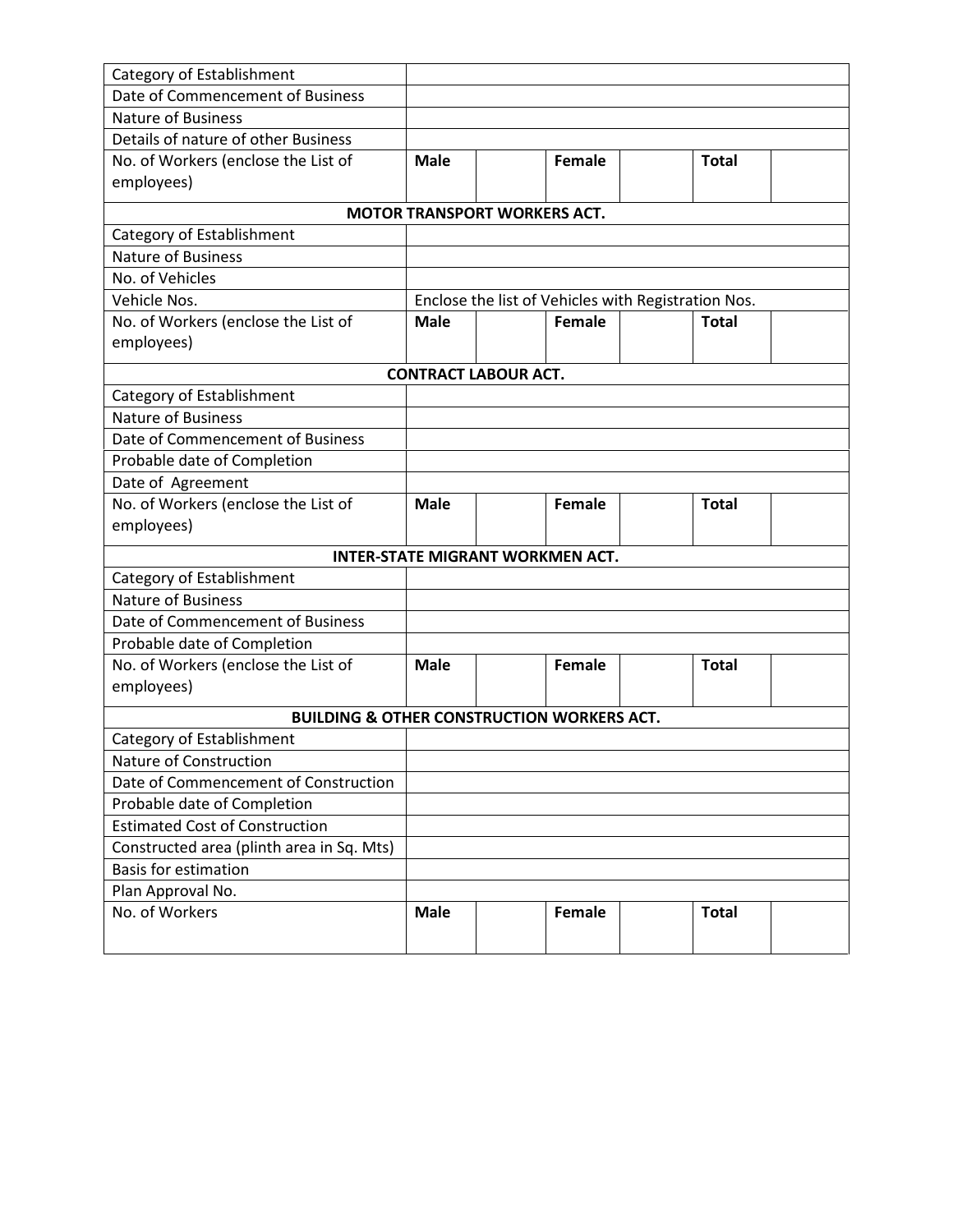| | | | | | | |
|---|---|---|---|---|---|---|
| Category of Establishment | | | | | | |
| Date of Commencement of Business | | | | | | |
| Nature of Business | | | | | | |
| Details of nature of other Business | | | | | | |
| No. of Workers (enclose the List of employees) | **Male** | | **Female** | | **Total** | |

**MOTOR TRANSPORT WORKERS ACT.**

| | | | | | | |
|---|---|---|---|---|---|---|
| Category of Establishment | | | | | | |
| Nature of Business | | | | | | |
| No. of Vehicles | | | | | | |
| Vehicle Nos. | Enclose the list of Vehicles with Registration Nos. | | | | | |
| No. of Workers (enclose the List of employees) | **Male** | | **Female** | | **Total** | |

**CONTRACT LABOUR ACT.**

| | | | | | | |
|---|---|---|---|---|---|---|
| Category of Establishment | | | | | | |
| Nature of Business | | | | | | |
| Date of Commencement of Business | | | | | | |
| Probable date of Completion | | | | | | |
| Date of Agreement | | | | | | |
| No. of Workers (enclose the List of employees) | **Male** | | **Female** | | **Total** | |

**INTER-STATE MIGRANT WORKMEN ACT.**

| | | | | | | |
|---|---|---|---|---|---|---|
| Category of Establishment | | | | | | |
| Nature of Business | | | | | | |
| Date of Commencement of Business | | | | | | |
| Probable date of Completion | | | | | | |
| No. of Workers (enclose the List of employees) | **Male** | | **Female** | | **Total** | |

**BUILDING & OTHER CONSTRUCTION WORKERS ACT.**

| | | | | | | |
|---|---|---|---|---|---|---|
| Category of Establishment | | | | | | |
| Nature of Construction | | | | | | |
| Date of Commencement of Construction | | | | | | |
| Probable date of Completion | | | | | | |
| Estimated Cost of Construction | | | | | | |
| Constructed area (plinth area in Sq. Mts) | | | | | | |
| Basis for estimation | | | | | | |
| Plan Approval No. | | | | | | |
| No. of Workers | **Male** | | **Female** | | **Total** | |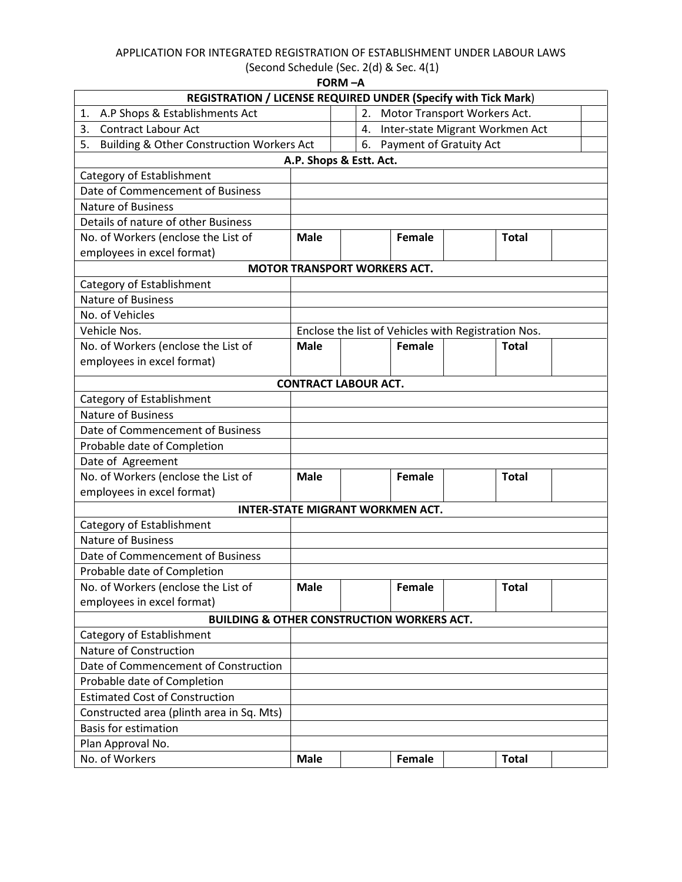APPLICATION FOR INTEGRATED REGISTRATION OF ESTABLISHMENT UNDER LABOUR LAWS

(Second Schedule (Sec. 2(d) & Sec. 4(1)

**FORM –A**

| **REGISTRATION / LICENSE REQUIRED UNDER (Specify with Tick Mark)** | | | |
|---|---|---|---|
| 1. A.P Shops & Establishments Act | | 2. Motor Transport Workers Act. | |
| 3. Contract Labour Act | | 4. Inter-state Migrant Workmen Act | |
| 5. Building & Other Construction Workers Act | | 6. Payment of Gratuity Act | |

| **A.P. Shops & Estt. Act.** | | | | | | |
|---|---|---|---|---|---|---|
| Category of Establishment | | | | | | |
| Date of Commencement of Business | | | | | | |
| Nature of Business | | | | | | |
| Details of nature of other Business | | | | | | |
| No. of Workers (enclose the List of employees in excel format) | **Male** | | **Female** | | **Total** | |
| **MOTOR TRANSPORT WORKERS ACT.** | | | | | | |
| Category of Establishment | | | | | | |
| Nature of Business | | | | | | |
| No. of Vehicles | | | | | | |
| Vehicle Nos. | Enclose the list of Vehicles with Registration Nos. | | | | | |
| No. of Workers (enclose the List of employees in excel format) | **Male** | | **Female** | | **Total** | |
| **CONTRACT LABOUR ACT.** | | | | | | |
| Category of Establishment | | | | | | |
| Nature of Business | | | | | | |
| Date of Commencement of Business | | | | | | |
| Probable date of Completion | | | | | | |
| Date of Agreement | | | | | | |
| No. of Workers (enclose the List of employees in excel format) | **Male** | | **Female** | | **Total** | |
| **INTER-STATE MIGRANT WORKMEN ACT.** | | | | | | |
| Category of Establishment | | | | | | |
| Nature of Business | | | | | | |
| Date of Commencement of Business | | | | | | |
| Probable date of Completion | | | | | | |
| No. of Workers (enclose the List of employees in excel format) | **Male** | | **Female** | | **Total** | |
| **BUILDING & OTHER CONSTRUCTION WORKERS ACT.** | | | | | | |
| Category of Establishment | | | | | | |
| Nature of Construction | | | | | | |
| Date of Commencement of Construction | | | | | | |
| Probable date of Completion | | | | | | |
| Estimated Cost of Construction | | | | | | |
| Constructed area (plinth area in Sq. Mts) | | | | | | |
| Basis for estimation | | | | | | |
| Plan Approval No. | | | | | | |
| No. of Workers | **Male** | | **Female** | | **Total** | |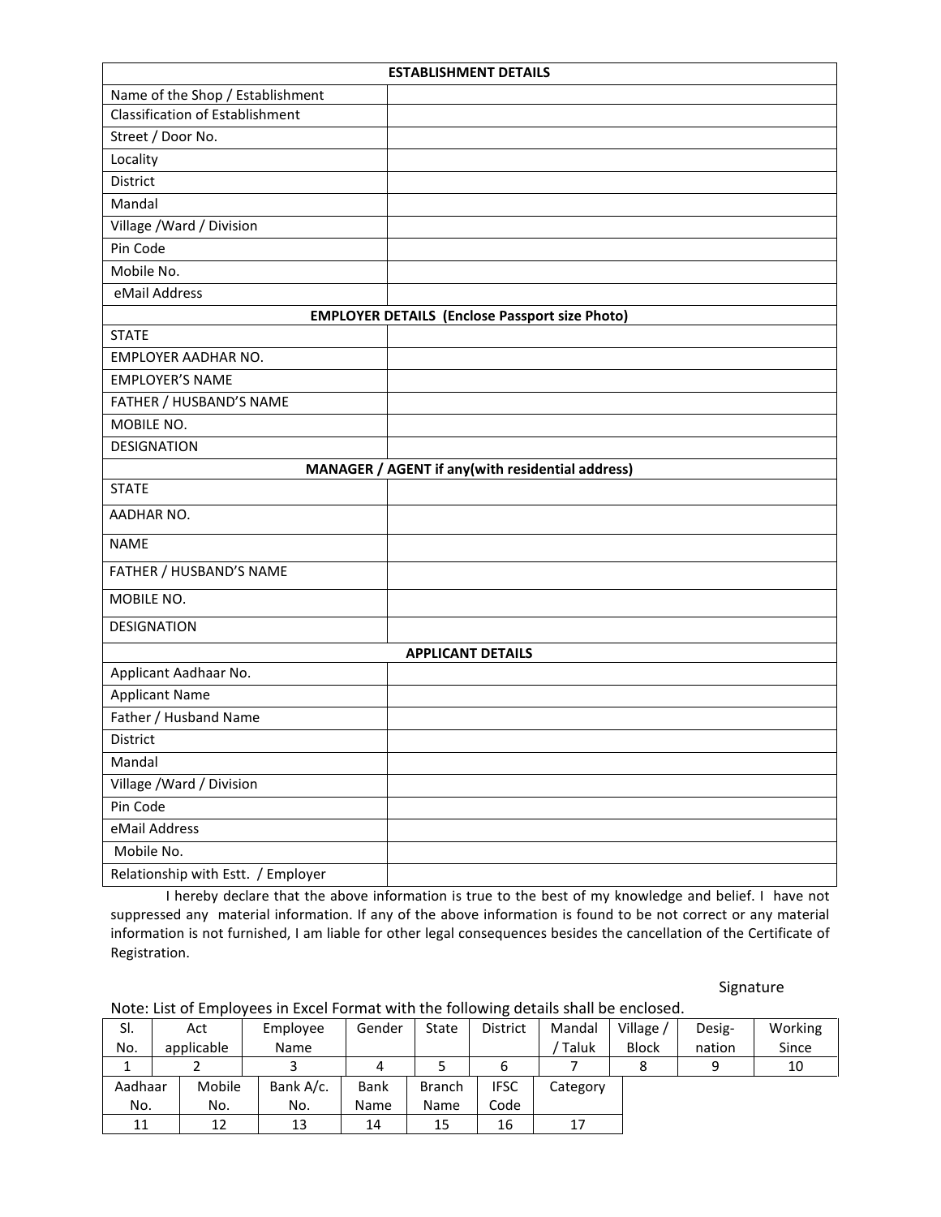| ESTABLISHMENT DETAILS | |
|---|---|
| Name of the Shop / Establishment | |
| Classification of Establishment | |
| Street / Door No. | |
| Locality | |
| District | |
| Mandal | |
| Village /Ward / Division | |
| Pin Code | |
| Mobile No. | |
| eMail Address | |
| **EMPLOYER DETAILS (Enclose Passport size Photo)** | |
| STATE | |
| EMPLOYER AADHAR NO. | |
| EMPLOYER'S NAME | |
| FATHER / HUSBAND'S NAME | |
| MOBILE NO. | |
| DESIGNATION | |
| **MANAGER / AGENT if any(with residential address)** | |
| STATE | |
| AADHAR NO. | |
| NAME | |
| FATHER / HUSBAND'S NAME | |
| MOBILE NO. | |
| DESIGNATION | |
| **APPLICANT DETAILS** | |
| Applicant Aadhaar No. | |
| Applicant Name | |
| Father / Husband Name | |
| District | |
| Mandal | |
| Village /Ward / Division | |
| Pin Code | |
| eMail Address | |
| Mobile No. | |
| Relationship with Estt. / Employer | |

I hereby declare that the above information is true to the best of my knowledge and belief. I have not suppressed any material information. If any of the above information is found to be not correct or any material information is not furnished, I am liable for other legal consequences besides the cancellation of the Certificate of Registration.

Signature

Note: List of Employees in Excel Format with the following details shall be enclosed.

| Sl. No. | Act applicable | Employee Name | Gender | State | District | Mandal / Taluk | Village / Block | Desig-nation | Working Since |
|---|---|---|---|---|---|---|---|---|---|
| 1 | 2 | 3 | 4 | 5 | 6 | 7 | 8 | 9 | 10 |

| Aadhaar No. | Mobile No. | Bank A/c. No. | Bank Name | Branch Name | IFSC Code | Category |
|---|---|---|---|---|---|---|
| 11 | 12 | 13 | 14 | 15 | 16 | 17 |